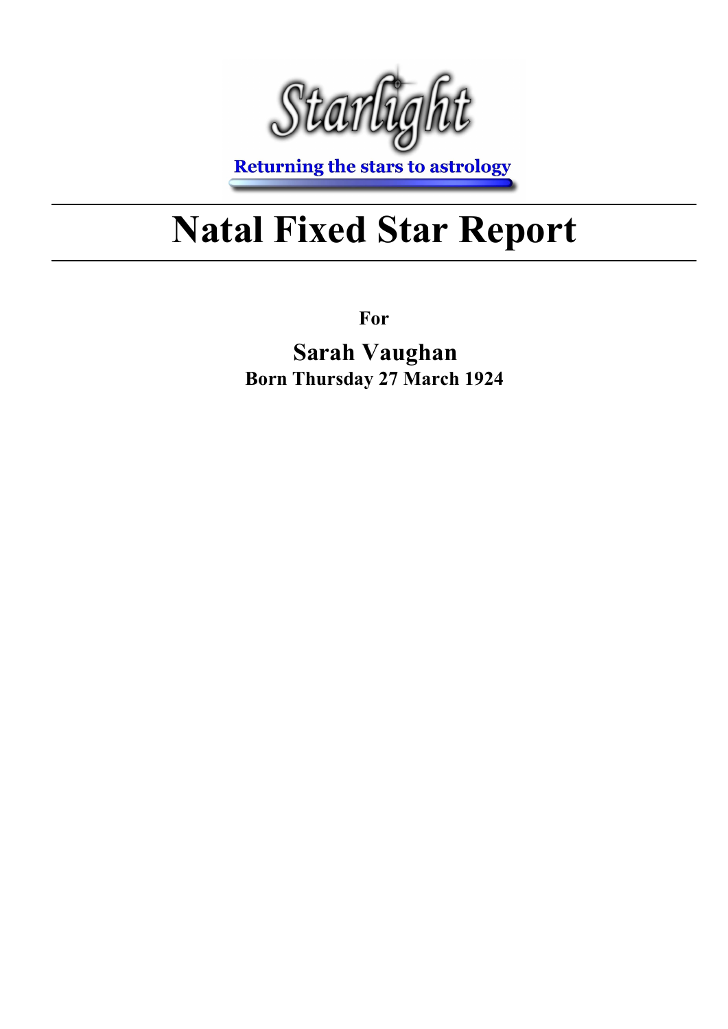Starlight

Returning the stars to astrology

# Natal Fixed Star Report

**For**

## Sarah Vaughan

**Born Thursday 27 March 1924**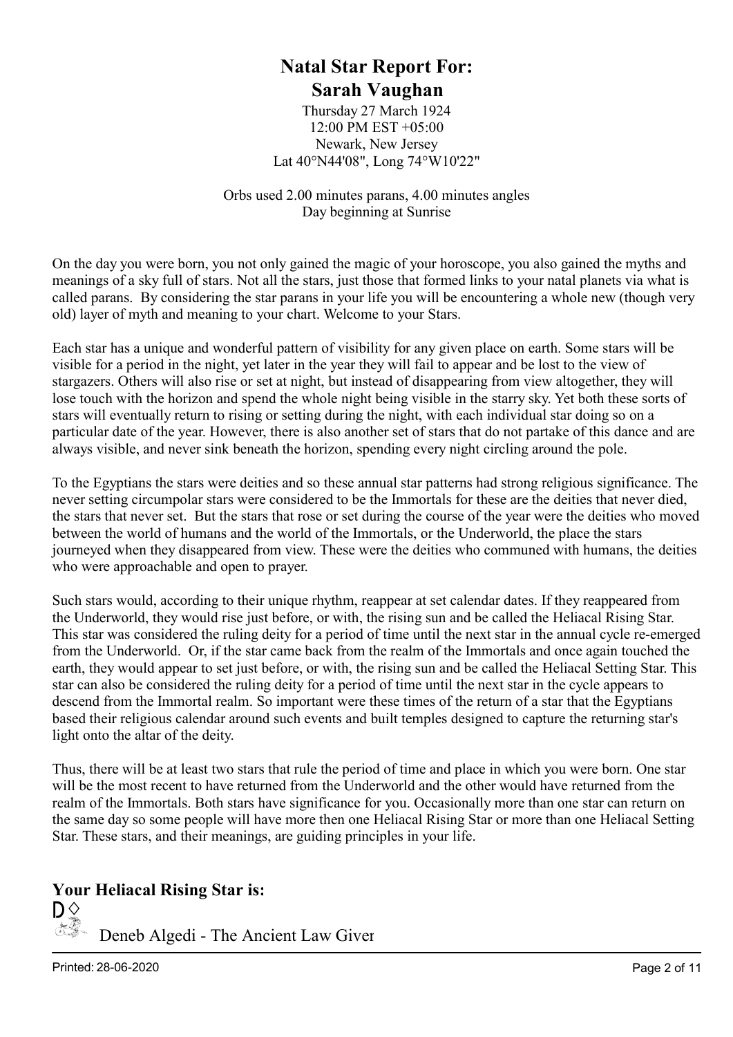# Natal Star Report For:
# Sarah Vaughan

Thursday 27 March 1924
12:00 PM EST +05:00
Newark, New Jersey
Lat 40°N44'08", Long 74°W10'22"

Orbs used 2.00 minutes parans, 4.00 minutes angles
Day beginning at Sunrise

On the day you were born, you not only gained the magic of your horoscope, you also gained the myths and meanings of a sky full of stars. Not all the stars, just those that formed links to your natal planets via what is called parans. By considering the star parans in your life you will be encountering a whole new (though very old) layer of myth and meaning to your chart. Welcome to your Stars.

Each star has a unique and wonderful pattern of visibility for any given place on earth. Some stars will be visible for a period in the night, yet later in the year they will fail to appear and be lost to the view of stargazers. Others will also rise or set at night, but instead of disappearing from view altogether, they will lose touch with the horizon and spend the whole night being visible in the starry sky. Yet both these sorts of stars will eventually return to rising or setting during the night, with each individual star doing so on a particular date of the year. However, there is also another set of stars that do not partake of this dance and are always visible, and never sink beneath the horizon, spending every night circling around the pole.

To the Egyptians the stars were deities and so these annual star patterns had strong religious significance. The never setting circumpolar stars were considered to be the Immortals for these are the deities that never died, the stars that never set. But the stars that rose or set during the course of the year were the deities who moved between the world of humans and the world of the Immortals, or the Underworld, the place the stars journeyed when they disappeared from view. These were the deities who communed with humans, the deities who were approachable and open to prayer.

Such stars would, according to their unique rhythm, reappear at set calendar dates. If they reappeared from the Underworld, they would rise just before, or with, the rising sun and be called the Heliacal Rising Star. This star was considered the ruling deity for a period of time until the next star in the annual cycle re-emerged from the Underworld. Or, if the star came back from the realm of the Immortals and once again touched the earth, they would appear to set just before, or with, the rising sun and be called the Heliacal Setting Star. This star can also be considered the ruling deity for a period of time until the next star in the cycle appears to descend from the Immortal realm. So important were these times of the return of a star that the Egyptians based their religious calendar around such events and built temples designed to capture the returning star's light onto the altar of the deity.

Thus, there will be at least two stars that rule the period of time and place in which you were born. One star will be the most recent to have returned from the Underworld and the other would have returned from the realm of the Immortals. Both stars have significance for you. Occasionally more than one star can return on the same day so some people will have more then one Heliacal Rising Star or more than one Heliacal Setting Star. These stars, and their meanings, are guiding principles in your life.

## Your Heliacal Rising Star is:

Deneb Algedi - The Ancient Law Giver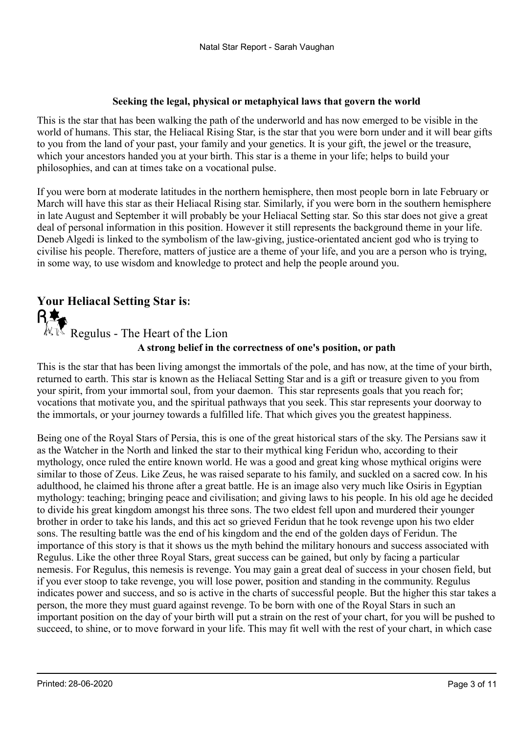**Seeking the legal, physical or metaphyical laws that govern the world**

This is the star that has been walking the path of the underworld and has now emerged to be visible in the world of humans. This star, the Heliacal Rising Star, is the star that you were born under and it will bear gifts to you from the land of your past, your family and your genetics. It is your gift, the jewel or the treasure, which your ancestors handed you at your birth. This star is a theme in your life; helps to build your philosophies, and can at times take on a vocational pulse.

If you were born at moderate latitudes in the northern hemisphere, then most people born in late February or March will have this star as their Heliacal Rising star. Similarly, if you were born in the southern hemisphere in late August and September it will probably be your Heliacal Setting star. So this star does not give a great deal of personal information in this position. However it still represents the background theme in your life. Deneb Algedi is linked to the symbolism of the law-giving, justice-orientated ancient god who is trying to civilise his people. Therefore, matters of justice are a theme of your life, and you are a person who is trying, in some way, to use wisdom and knowledge to protect and help the people around you.

## Your Heliacal Setting Star is:

### Regulus - The Heart of the Lion

**A strong belief in the correctness of one's position, or path**

This is the star that has been living amongst the immortals of the pole, and has now, at the time of your birth, returned to earth. This star is known as the Heliacal Setting Star and is a gift or treasure given to you from your spirit, from your immortal soul, from your daemon. This star represents goals that you reach for; vocations that motivate you, and the spiritual pathways that you seek. This star represents your doorway to the immortals, or your journey towards a fulfilled life. That which gives you the greatest happiness.

Being one of the Royal Stars of Persia, this is one of the great historical stars of the sky. The Persians saw it as the Watcher in the North and linked the star to their mythical king Feridun who, according to their mythology, once ruled the entire known world. He was a good and great king whose mythical origins were similar to those of Zeus. Like Zeus, he was raised separate to his family, and suckled on a sacred cow. In his adulthood, he claimed his throne after a great battle. He is an image also very much like Osiris in Egyptian mythology: teaching; bringing peace and civilisation; and giving laws to his people. In his old age he decided to divide his great kingdom amongst his three sons. The two eldest fell upon and murdered their younger brother in order to take his lands, and this act so grieved Feridun that he took revenge upon his two elder sons. The resulting battle was the end of his kingdom and the end of the golden days of Feridun. The importance of this story is that it shows us the myth behind the military honours and success associated with Regulus. Like the other three Royal Stars, great success can be gained, but only by facing a particular nemesis. For Regulus, this nemesis is revenge. You may gain a great deal of success in your chosen field, but if you ever stoop to take revenge, you will lose power, position and standing in the community. Regulus indicates power and success, and so is active in the charts of successful people. But the higher this star takes a person, the more they must guard against revenge. To be born with one of the Royal Stars in such an important position on the day of your birth will put a strain on the rest of your chart, for you will be pushed to succeed, to shine, or to move forward in your life. This may fit well with the rest of your chart, in which case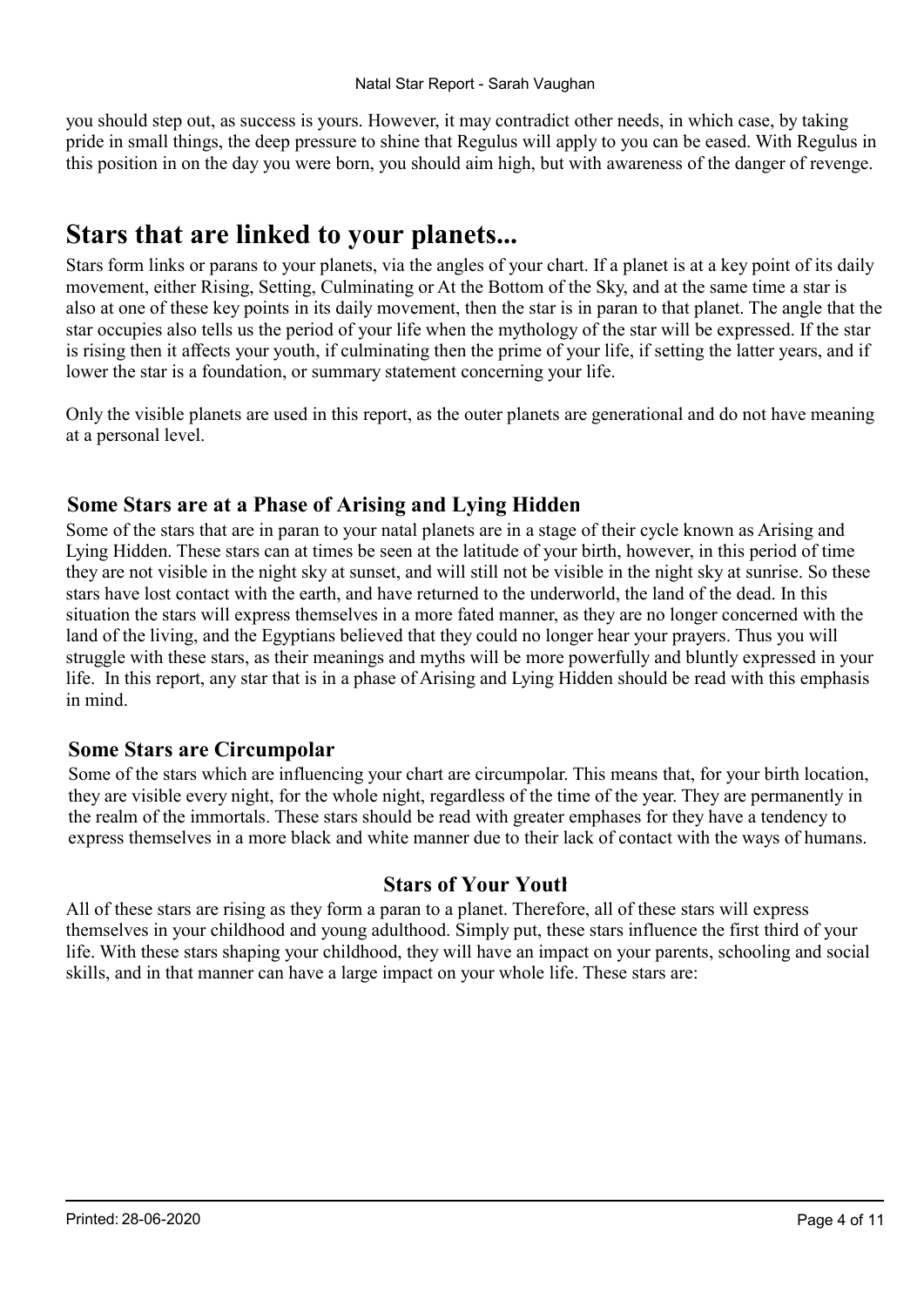you should step out, as success is yours. However, it may contradict other needs, in which case, by taking pride in small things, the deep pressure to shine that Regulus will apply to you can be eased. With Regulus in this position in on the day you were born, you should aim high, but with awareness of the danger of revenge.

# Stars that are linked to your planets...

Stars form links or parans to your planets, via the angles of your chart. If a planet is at a key point of its daily movement, either Rising, Setting, Culminating or At the Bottom of the Sky, and at the same time a star is also at one of these key points in its daily movement, then the star is in paran to that planet. The angle that the star occupies also tells us the period of your life when the mythology of the star will be expressed. If the star is rising then it affects your youth, if culminating then the prime of your life, if setting the latter years, and if lower the star is a foundation, or summary statement concerning your life.

Only the visible planets are used in this report, as the outer planets are generational and do not have meaning at a personal level.

### Some Stars are at a Phase of Arising and Lying Hidden

Some of the stars that are in paran to your natal planets are in a stage of their cycle known as Arising and Lying Hidden. These stars can at times be seen at the latitude of your birth, however, in this period of time they are not visible in the night sky at sunset, and will still not be visible in the night sky at sunrise. So these stars have lost contact with the earth, and have returned to the underworld, the land of the dead. In this situation the stars will express themselves in a more fated manner, as they are no longer concerned with the land of the living, and the Egyptians believed that they could no longer hear your prayers. Thus you will struggle with these stars, as their meanings and myths will be more powerfully and bluntly expressed in your life. In this report, any star that is in a phase of Arising and Lying Hidden should be read with this emphasis in mind.

### Some Stars are Circumpolar

Some of the stars which are influencing your chart are circumpolar. This means that, for your birth location, they are visible every night, for the whole night, regardless of the time of the year. They are permanently in the realm of the immortals. These stars should be read with greater emphases for they have a tendency to express themselves in a more black and white manner due to their lack of contact with the ways of humans.

### Stars of Your Youth

All of these stars are rising as they form a paran to a planet. Therefore, all of these stars will express themselves in your childhood and young adulthood. Simply put, these stars influence the first third of your life. With these stars shaping your childhood, they will have an impact on your parents, schooling and social skills, and in that manner can have a large impact on your whole life. These stars are: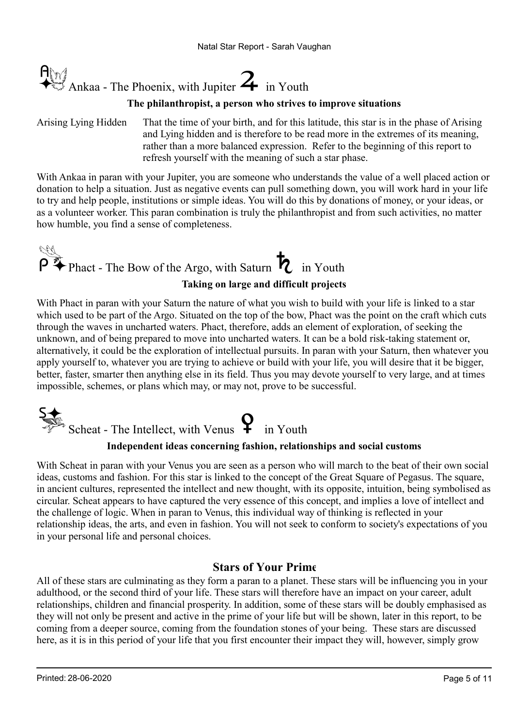## Ankaa - The Phoenix, with Jupiter ♃ in Youth

**The philanthropist, a person who strives to improve situations**

Arising Lying Hidden — That the time of your birth, and for this latitude, this star is in the phase of Arising and Lying hidden and is therefore to be read more in the extremes of its meaning, rather than a more balanced expression. Refer to the beginning of this report to refresh yourself with the meaning of such a star phase.

With Ankaa in paran with your Jupiter, you are someone who understands the value of a well placed action or donation to help a situation. Just as negative events can pull something down, you will work hard in your life to try and help people, institutions or simple ideas. You will do this by donations of money, or your ideas, or as a volunteer worker. This paran combination is truly the philanthropist and from such activities, no matter how humble, you find a sense of completeness.

## Phact - The Bow of the Argo, with Saturn ♄ in Youth

**Taking on large and difficult projects**

With Phact in paran with your Saturn the nature of what you wish to build with your life is linked to a star which used to be part of the Argo. Situated on the top of the bow, Phact was the point on the craft which cuts through the waves in uncharted waters. Phact, therefore, adds an element of exploration, of seeking the unknown, and of being prepared to move into uncharted waters. It can be a bold risk-taking statement or, alternatively, it could be the exploration of intellectual pursuits. In paran with your Saturn, then whatever you apply yourself to, whatever you are trying to achieve or build with your life, you will desire that it be bigger, better, faster, smarter then anything else in its field. Thus you may devote yourself to very large, and at times impossible, schemes, or plans which may, or may not, prove to be successful.

## Scheat - The Intellect, with Venus ♀ in Youth

**Independent ideas concerning fashion, relationships and social customs**

With Scheat in paran with your Venus you are seen as a person who will march to the beat of their own social ideas, customs and fashion. For this star is linked to the concept of the Great Square of Pegasus. The square, in ancient cultures, represented the intellect and new thought, with its opposite, intuition, being symbolised as circular. Scheat appears to have captured the very essence of this concept, and implies a love of intellect and the challenge of logic. When in paran to Venus, this individual way of thinking is reflected in your relationship ideas, the arts, and even in fashion. You will not seek to conform to society's expectations of you in your personal life and personal choices.

## Stars of Your Prime

All of these stars are culminating as they form a paran to a planet. These stars will be influencing you in your adulthood, or the second third of your life. These stars will therefore have an impact on your career, adult relationships, children and financial prosperity. In addition, some of these stars will be doubly emphasised as they will not only be present and active in the prime of your life but will be shown, later in this report, to be coming from a deeper source, coming from the foundation stones of your being. These stars are discussed here, as it is in this period of your life that you first encounter their impact they will, however, simply grow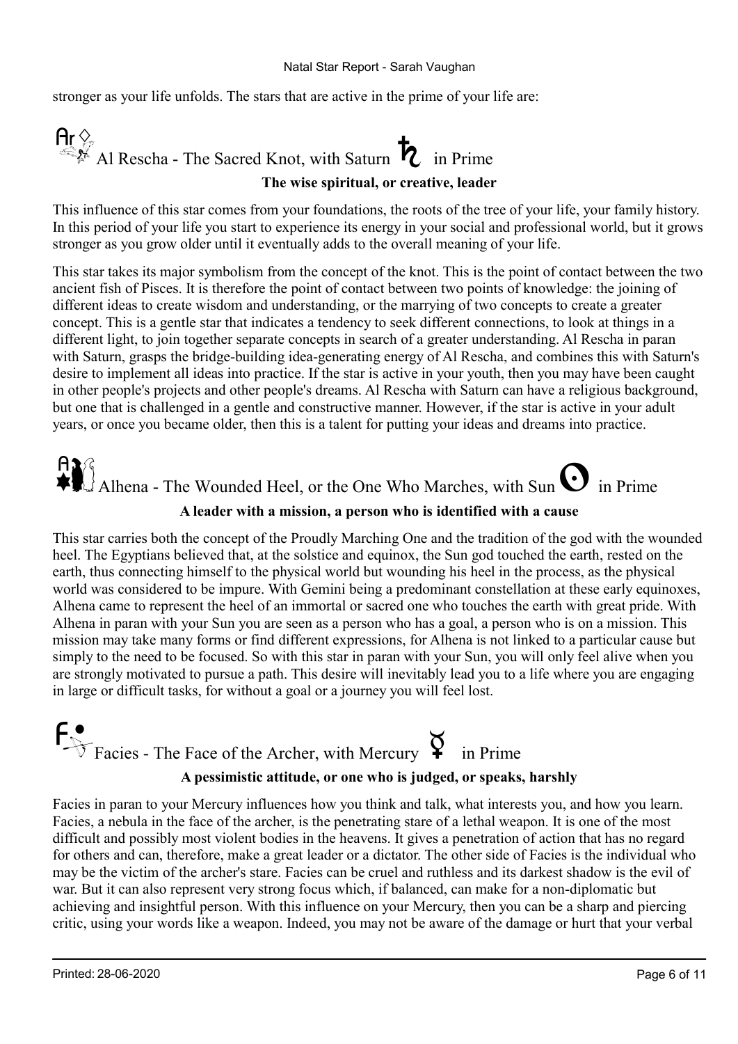stronger as your life unfolds. The stars that are active in the prime of your life are:

## Al Rescha - The Sacred Knot, with Saturn ♄ in Prime

**The wise spiritual, or creative, leader**

This influence of this star comes from your foundations, the roots of the tree of your life, your family history. In this period of your life you start to experience its energy in your social and professional world, but it grows stronger as you grow older until it eventually adds to the overall meaning of your life.

This star takes its major symbolism from the concept of the knot. This is the point of contact between the two ancient fish of Pisces. It is therefore the point of contact between two points of knowledge: the joining of different ideas to create wisdom and understanding, or the marrying of two concepts to create a greater concept. This is a gentle star that indicates a tendency to seek different connections, to look at things in a different light, to join together separate concepts in search of a greater understanding. Al Rescha in paran with Saturn, grasps the bridge-building idea-generating energy of Al Rescha, and combines this with Saturn's desire to implement all ideas into practice. If the star is active in your youth, then you may have been caught in other people's projects and other people's dreams. Al Rescha with Saturn can have a religious background, but one that is challenged in a gentle and constructive manner. However, if the star is active in your adult years, or once you became older, then this is a talent for putting your ideas and dreams into practice.

## Alhena - The Wounded Heel, or the One Who Marches, with Sun ☉ in Prime

**A leader with a mission, a person who is identified with a cause**

This star carries both the concept of the Proudly Marching One and the tradition of the god with the wounded heel. The Egyptians believed that, at the solstice and equinox, the Sun god touched the earth, rested on the earth, thus connecting himself to the physical world but wounding his heel in the process, as the physical world was considered to be impure. With Gemini being a predominant constellation at these early equinoxes, Alhena came to represent the heel of an immortal or sacred one who touches the earth with great pride. With Alhena in paran with your Sun you are seen as a person who has a goal, a person who is on a mission. This mission may take many forms or find different expressions, for Alhena is not linked to a particular cause but simply to the need to be focused. So with this star in paran with your Sun, you will only feel alive when you are strongly motivated to pursue a path. This desire will inevitably lead you to a life where you are engaging in large or difficult tasks, for without a goal or a journey you will feel lost.

## Facies - The Face of the Archer, with Mercury ☿ in Prime

**A pessimistic attitude, or one who is judged, or speaks, harshly**

Facies in paran to your Mercury influences how you think and talk, what interests you, and how you learn. Facies, a nebula in the face of the archer, is the penetrating stare of a lethal weapon. It is one of the most difficult and possibly most violent bodies in the heavens. It gives a penetration of action that has no regard for others and can, therefore, make a great leader or a dictator. The other side of Facies is the individual who may be the victim of the archer's stare. Facies can be cruel and ruthless and its darkest shadow is the evil of war. But it can also represent very strong focus which, if balanced, can make for a non-diplomatic but achieving and insightful person. With this influence on your Mercury, then you can be a sharp and piercing critic, using your words like a weapon. Indeed, you may not be aware of the damage or hurt that your verbal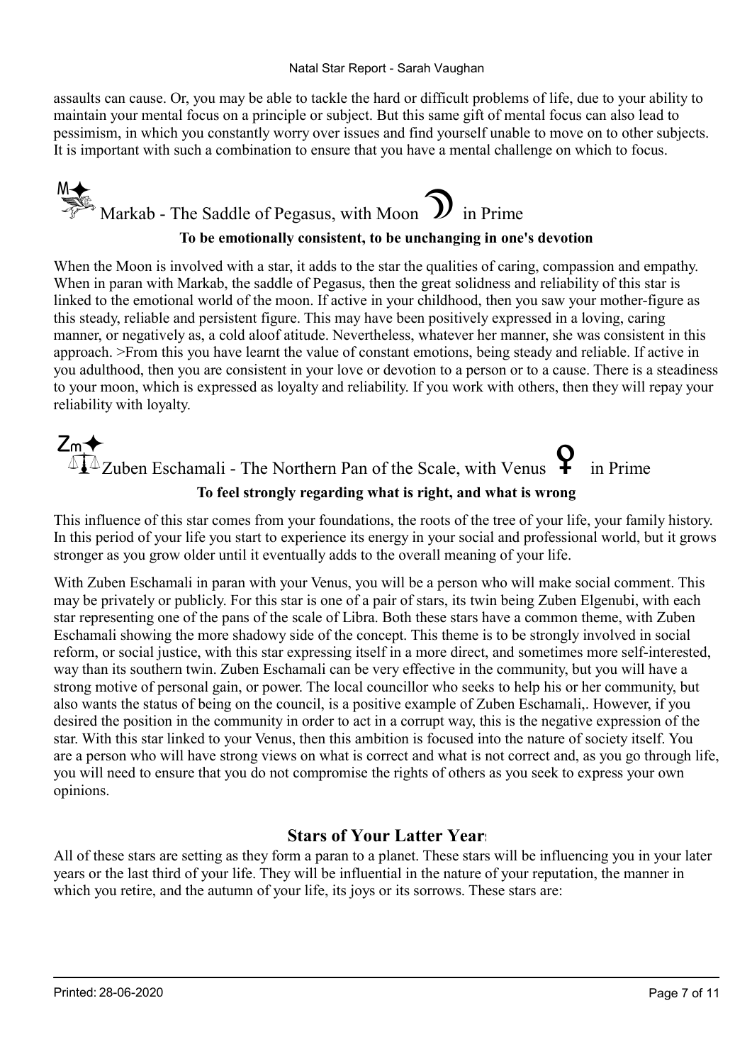assaults can cause. Or, you may be able to tackle the hard or difficult problems of life, due to your ability to maintain your mental focus on a principle or subject. But this same gift of mental focus can also lead to pessimism, in which you constantly worry over issues and find yourself unable to move on to other subjects. It is important with such a combination to ensure that you have a mental challenge on which to focus.

### Markab - The Saddle of Pegasus, with Moon ☽ in Prime

**To be emotionally consistent, to be unchanging in one's devotion**

When the Moon is involved with a star, it adds to the star the qualities of caring, compassion and empathy. When in paran with Markab, the saddle of Pegasus, then the great solidness and reliability of this star is linked to the emotional world of the moon. If active in your childhood, then you saw your mother-figure as this steady, reliable and persistent figure. This may have been positively expressed in a loving, caring manner, or negatively as, a cold aloof atitude. Nevertheless, whatever her manner, she was consistent in this approach. >From this you have learnt the value of constant emotions, being steady and reliable. If active in you adulthood, then you are consistent in your love or devotion to a person or to a cause. There is a steadiness to your moon, which is expressed as loyalty and reliability. If you work with others, then they will repay your reliability with loyalty.

### Zuben Eschamali - The Northern Pan of the Scale, with Venus ♀ in Prime

**To feel strongly regarding what is right, and what is wrong**

This influence of this star comes from your foundations, the roots of the tree of your life, your family history. In this period of your life you start to experience its energy in your social and professional world, but it grows stronger as you grow older until it eventually adds to the overall meaning of your life.

With Zuben Eschamali in paran with your Venus, you will be a person who will make social comment. This may be privately or publicly. For this star is one of a pair of stars, its twin being Zuben Elgenubi, with each star representing one of the pans of the scale of Libra. Both these stars have a common theme, with Zuben Eschamali showing the more shadowy side of the concept. This theme is to be strongly involved in social reform, or social justice, with this star expressing itself in a more direct, and sometimes more self-interested, way than its southern twin. Zuben Eschamali can be very effective in the community, but you will have a strong motive of personal gain, or power. The local councillor who seeks to help his or her community, but also wants the status of being on the council, is a positive example of Zuben Eschamali,. However, if you desired the position in the community in order to act in a corrupt way, this is the negative expression of the star. With this star linked to your Venus, then this ambition is focused into the nature of society itself. You are a person who will have strong views on what is correct and what is not correct and, as you go through life, you will need to ensure that you do not compromise the rights of others as you seek to express your own opinions.

## Stars of Your Latter Years

All of these stars are setting as they form a paran to a planet. These stars will be influencing you in your later years or the last third of your life. They will be influential in the nature of your reputation, the manner in which you retire, and the autumn of your life, its joys or its sorrows. These stars are: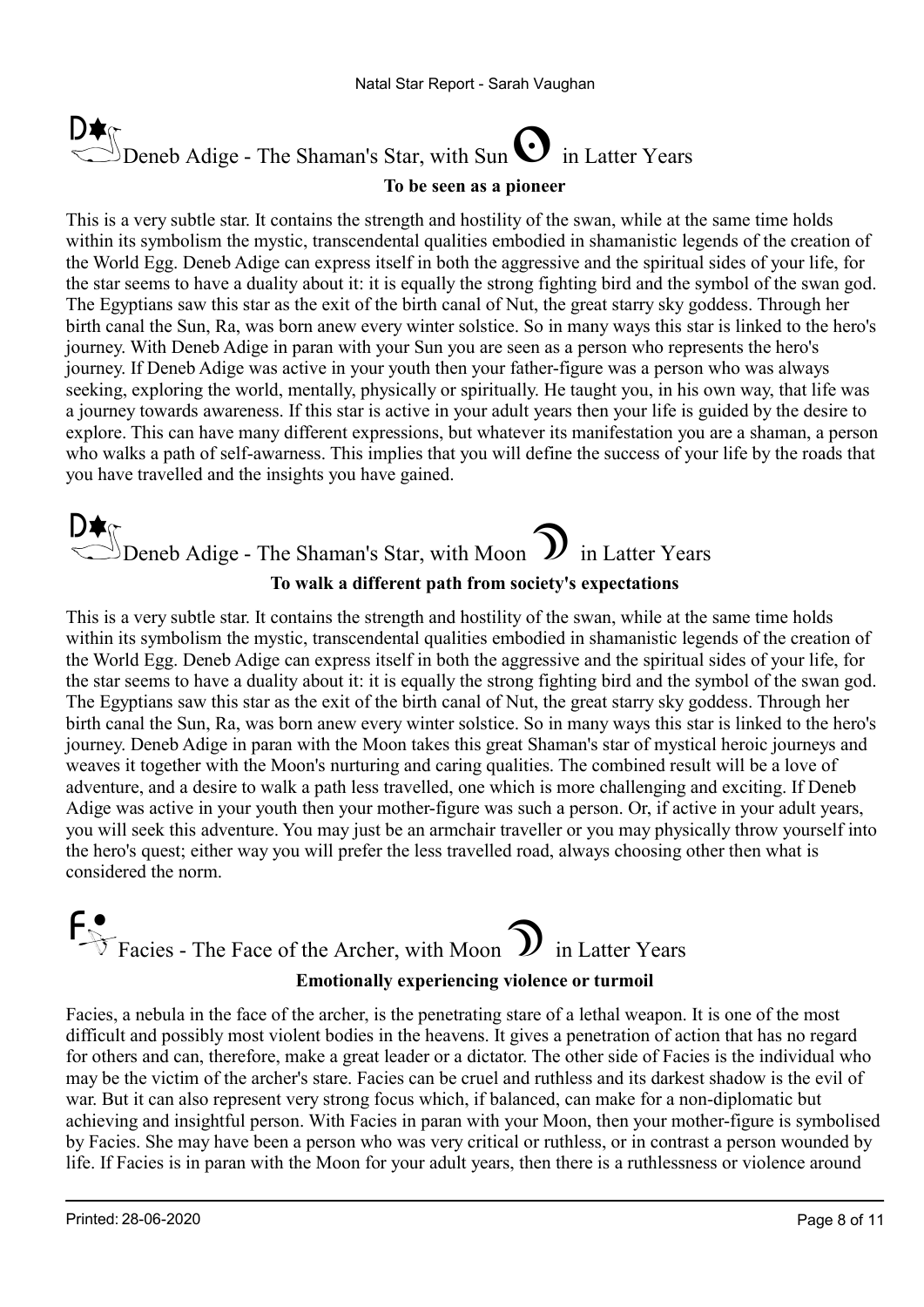## Deneb Adige - The Shaman's Star, with Sun in Latter Years

**To be seen as a pioneer**

This is a very subtle star. It contains the strength and hostility of the swan, while at the same time holds within its symbolism the mystic, transcendental qualities embodied in shamanistic legends of the creation of the World Egg. Deneb Adige can express itself in both the aggressive and the spiritual sides of your life, for the star seems to have a duality about it: it is equally the strong fighting bird and the symbol of the swan god. The Egyptians saw this star as the exit of the birth canal of Nut, the great starry sky goddess. Through her birth canal the Sun, Ra, was born anew every winter solstice. So in many ways this star is linked to the hero's journey. With Deneb Adige in paran with your Sun you are seen as a person who represents the hero's journey. If Deneb Adige was active in your youth then your father-figure was a person who was always seeking, exploring the world, mentally, physically or spiritually. He taught you, in his own way, that life was a journey towards awareness. If this star is active in your adult years then your life is guided by the desire to explore. This can have many different expressions, but whatever its manifestation you are a shaman, a person who walks a path of self-awarness. This implies that you will define the success of your life by the roads that you have travelled and the insights you have gained.

## Deneb Adige - The Shaman's Star, with Moon in Latter Years

**To walk a different path from society's expectations**

This is a very subtle star. It contains the strength and hostility of the swan, while at the same time holds within its symbolism the mystic, transcendental qualities embodied in shamanistic legends of the creation of the World Egg. Deneb Adige can express itself in both the aggressive and the spiritual sides of your life, for the star seems to have a duality about it: it is equally the strong fighting bird and the symbol of the swan god. The Egyptians saw this star as the exit of the birth canal of Nut, the great starry sky goddess. Through her birth canal the Sun, Ra, was born anew every winter solstice. So in many ways this star is linked to the hero's journey. Deneb Adige in paran with the Moon takes this great Shaman's star of mystical heroic journeys and weaves it together with the Moon's nurturing and caring qualities. The combined result will be a love of adventure, and a desire to walk a path less travelled, one which is more challenging and exciting. If Deneb Adige was active in your youth then your mother-figure was such a person. Or, if active in your adult years, you will seek this adventure. You may just be an armchair traveller or you may physically throw yourself into the hero's quest; either way you will prefer the less travelled road, always choosing other then what is considered the norm.

## Facies - The Face of the Archer, with Moon in Latter Years

**Emotionally experiencing violence or turmoil**

Facies, a nebula in the face of the archer, is the penetrating stare of a lethal weapon. It is one of the most difficult and possibly most violent bodies in the heavens. It gives a penetration of action that has no regard for others and can, therefore, make a great leader or a dictator. The other side of Facies is the individual who may be the victim of the archer's stare. Facies can be cruel and ruthless and its darkest shadow is the evil of war. But it can also represent very strong focus which, if balanced, can make for a non-diplomatic but achieving and insightful person. With Facies in paran with your Moon, then your mother-figure is symbolised by Facies. She may have been a person who was very critical or ruthless, or in contrast a person wounded by life. If Facies is in paran with the Moon for your adult years, then there is a ruthlessness or violence around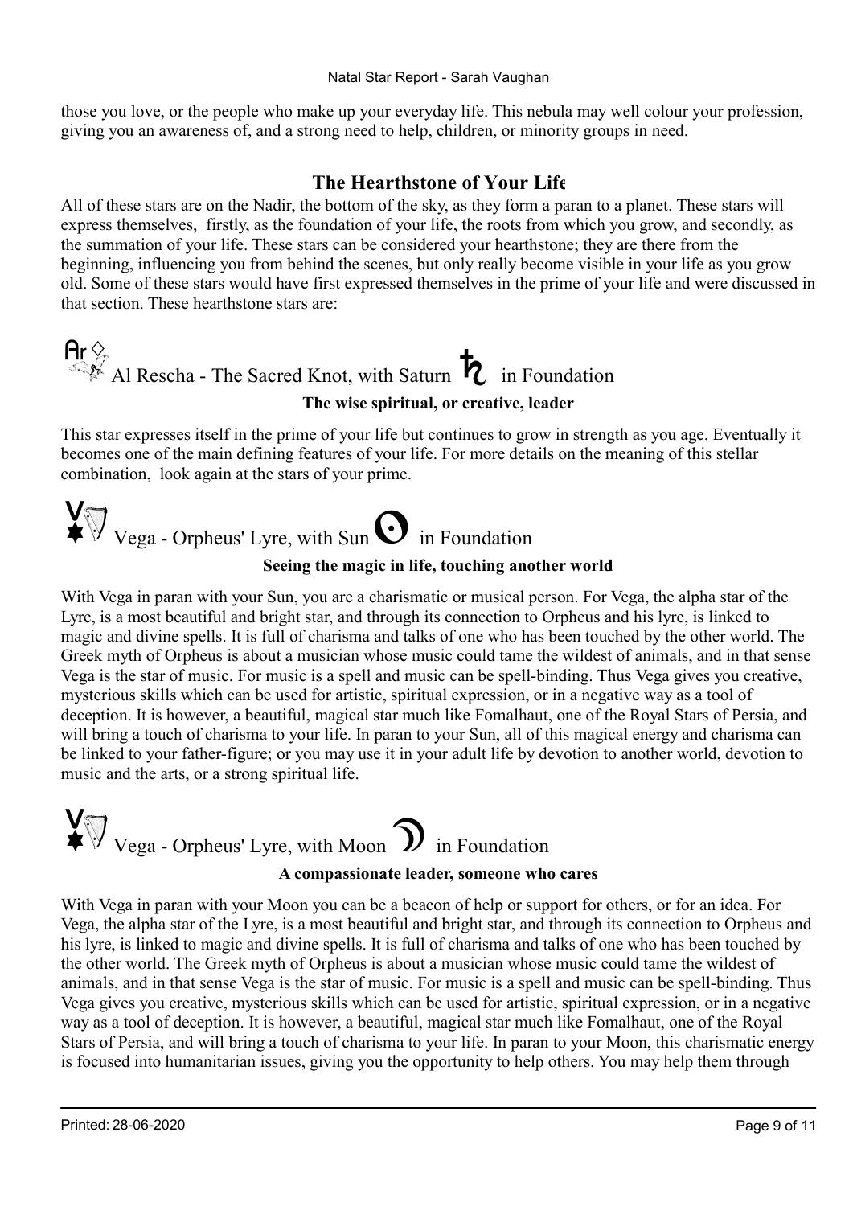those you love, or the people who make up your everyday life. This nebula may well colour your profession, giving you an awareness of, and a strong need to help, children, or minority groups in need.

## The Hearthstone of Your Life

All of these stars are on the Nadir, the bottom of the sky, as they form a paran to a planet. These stars will express themselves, firstly, as the foundation of your life, the roots from which you grow, and secondly, as the summation of your life. These stars can be considered your hearthstone; they are there from the beginning, influencing you from behind the scenes, but only really become visible in your life as you grow old. Some of these stars would have first expressed themselves in the prime of your life and were discussed in that section. These hearthstone stars are:

### Al Rescha - The Sacred Knot, with Saturn ♄ in Foundation

**The wise spiritual, or creative, leader**

This star expresses itself in the prime of your life but continues to grow in strength as you age. Eventually it becomes one of the main defining features of your life. For more details on the meaning of this stellar combination, look again at the stars of your prime.

### Vega - Orpheus' Lyre, with Sun ☉ in Foundation

**Seeing the magic in life, touching another world**

With Vega in paran with your Sun, you are a charismatic or musical person. For Vega, the alpha star of the Lyre, is a most beautiful and bright star, and through its connection to Orpheus and his lyre, is linked to magic and divine spells. It is full of charisma and talks of one who has been touched by the other world. The Greek myth of Orpheus is about a musician whose music could tame the wildest of animals, and in that sense Vega is the star of music. For music is a spell and music can be spell-binding. Thus Vega gives you creative, mysterious skills which can be used for artistic, spiritual expression, or in a negative way as a tool of deception. It is however, a beautiful, magical star much like Fomalhaut, one of the Royal Stars of Persia, and will bring a touch of charisma to your life. In paran to your Sun, all of this magical energy and charisma can be linked to your father-figure; or you may use it in your adult life by devotion to another world, devotion to music and the arts, or a strong spiritual life.

### Vega - Orpheus' Lyre, with Moon ☽ in Foundation

**A compassionate leader, someone who cares**

With Vega in paran with your Moon you can be a beacon of help or support for others, or for an idea. For Vega, the alpha star of the Lyre, is a most beautiful and bright star, and through its connection to Orpheus and his lyre, is linked to magic and divine spells. It is full of charisma and talks of one who has been touched by the other world. The Greek myth of Orpheus is about a musician whose music could tame the wildest of animals, and in that sense Vega is the star of music. For music is a spell and music can be spell-binding. Thus Vega gives you creative, mysterious skills which can be used for artistic, spiritual expression, or in a negative way as a tool of deception. It is however, a beautiful, magical star much like Fomalhaut, one of the Royal Stars of Persia, and will bring a touch of charisma to your life. In paran to your Moon, this charismatic energy is focused into humanitarian issues, giving you the opportunity to help others. You may help them through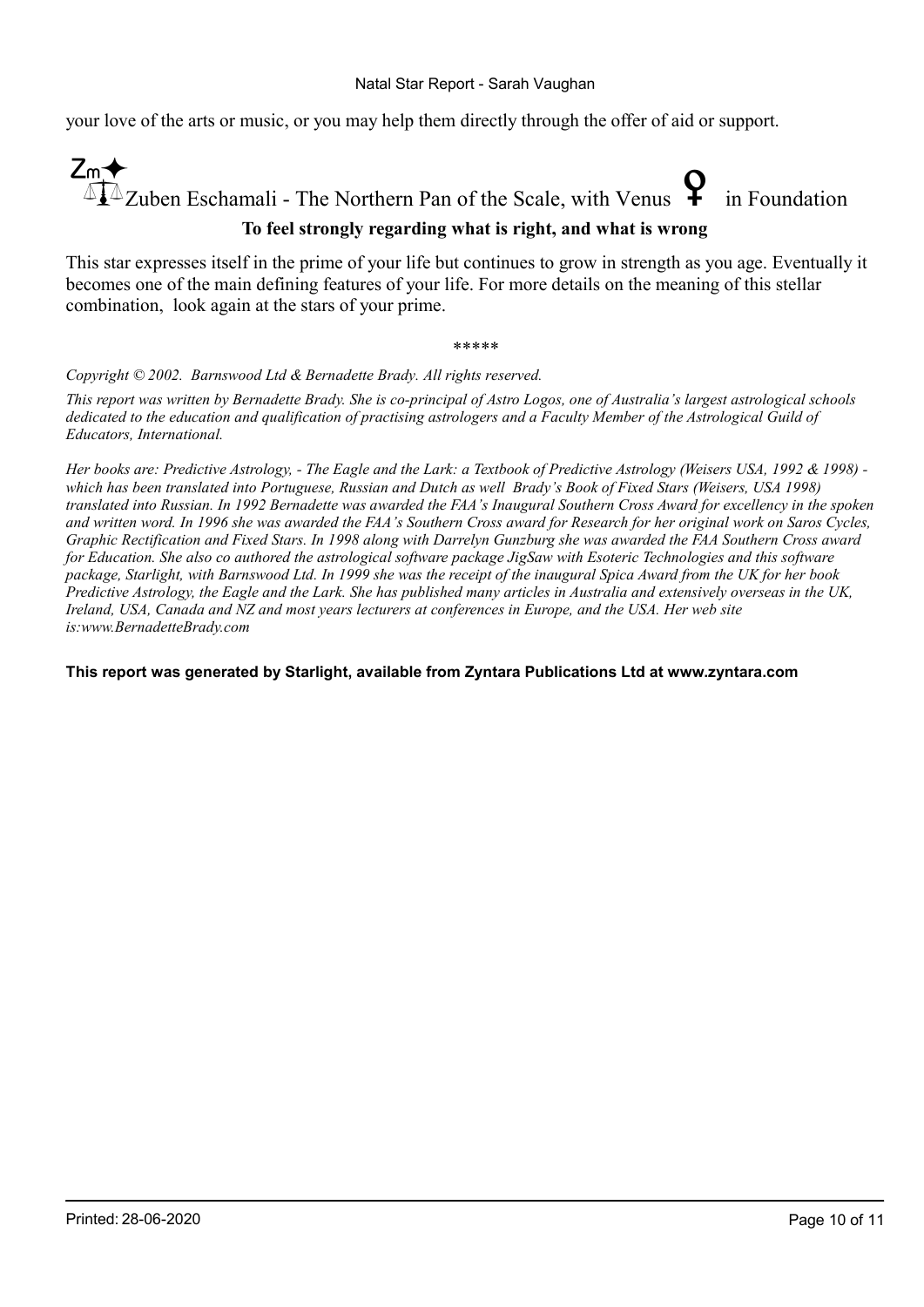your love of the arts or music, or you may help them directly through the offer of aid or support.

## Zuben Eschamali - The Northern Pan of the Scale, with Venus ♀ in Foundation

**To feel strongly regarding what is right, and what is wrong**

This star expresses itself in the prime of your life but continues to grow in strength as you age. Eventually it becomes one of the main defining features of your life. For more details on the meaning of this stellar combination,  look again at the stars of your prime.

*****

*Copyright © 2002.  Barnswood Ltd & Bernadette Brady. All rights reserved.*

*This report was written by Bernadette Brady. She is co-principal of Astro Logos, one of Australia's largest astrological schools dedicated to the education and qualification of practising astrologers and a Faculty Member of the Astrological Guild of Educators, International.*

*Her books are: Predictive Astrology, - The Eagle and the Lark: a Textbook of Predictive Astrology (Weisers USA, 1992 & 1998) - which has been translated into Portuguese, Russian and Dutch as well  Brady's Book of Fixed Stars (Weisers, USA 1998) translated into Russian. In 1992 Bernadette was awarded the FAA's Inaugural Southern Cross Award for excellency in the spoken and written word. In 1996 she was awarded the FAA's Southern Cross award for Research for her original work on Saros Cycles, Graphic Rectification and Fixed Stars. In 1998 along with Darrelyn Gunzburg she was awarded the FAA Southern Cross award for Education. She also co authored the astrological software package JigSaw with Esoteric Technologies and this software package, Starlight, with Barnswood Ltd. In 1999 she was the receipt of the inaugural Spica Award from the UK for her book Predictive Astrology, the Eagle and the Lark. She has published many articles in Australia and extensively overseas in the UK, Ireland, USA, Canada and NZ and most years lecturers at conferences in Europe, and the USA. Her web site is:www.BernadetteBrady.com*

**This report was generated by Starlight, available from Zyntara Publications Ltd at www.zyntara.com**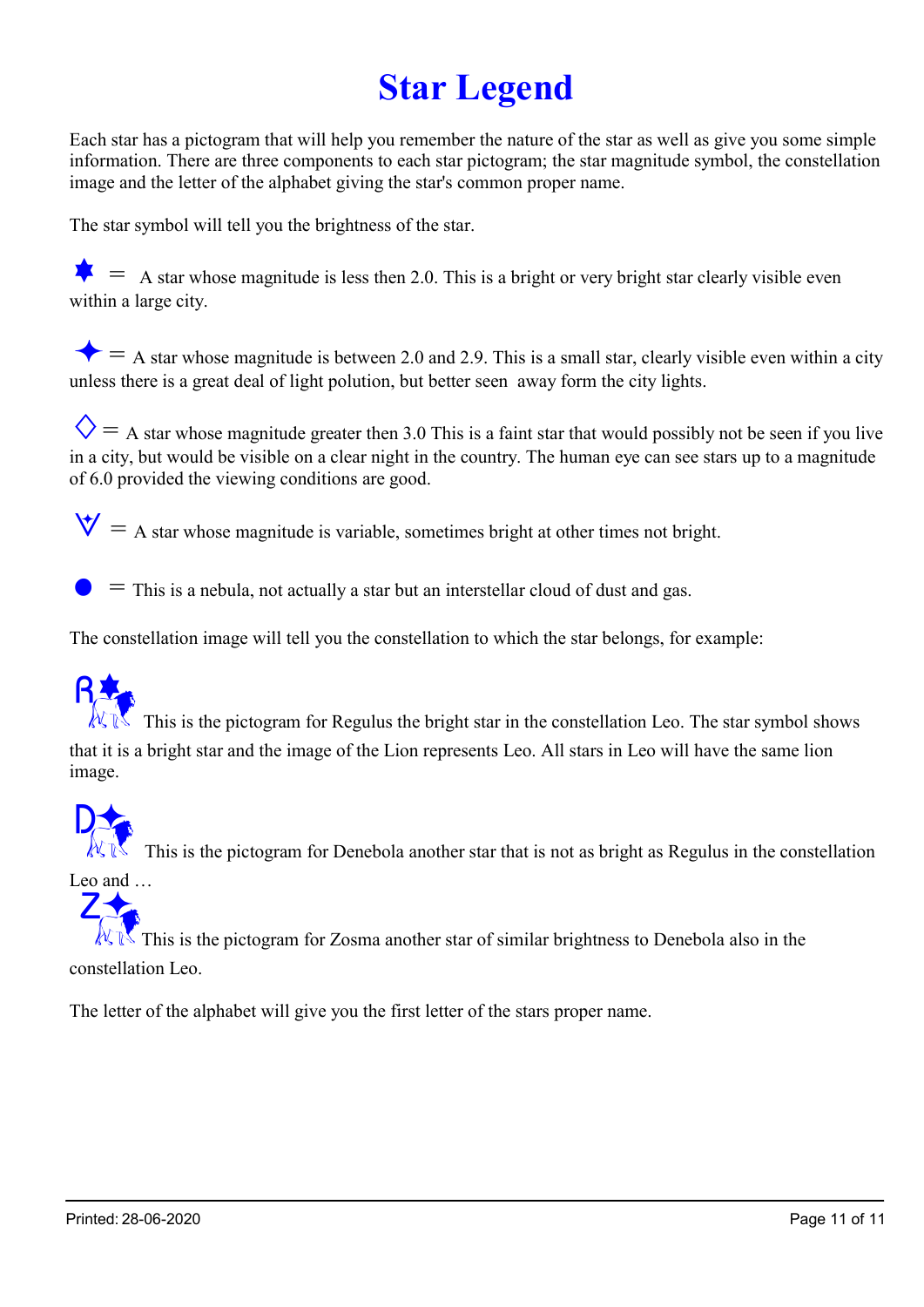# Star Legend

Each star has a pictogram that will help you remember the nature of the star as well as give you some simple information. There are three components to each star pictogram; the star magnitude symbol, the constellation image and the letter of the alphabet giving the star's common proper name.

The star symbol will tell you the brightness of the star.

✶ = A star whose magnitude is less then 2.0. This is a bright or very bright star clearly visible even within a large city.

✦ = A star whose magnitude is between 2.0 and 2.9. This is a small star, clearly visible even within a city unless there is a great deal of light polution, but better seen away form the city lights.

◇ = A star whose magnitude greater then 3.0 This is a faint star that would possibly not be seen if you live in a city, but would be visible on a clear night in the country. The human eye can see stars up to a magnitude of 6.0 provided the viewing conditions are good.

= A star whose magnitude is variable, sometimes bright at other times not bright.

● = This is a nebula, not actually a star but an interstellar cloud of dust and gas.

The constellation image will tell you the constellation to which the star belongs, for example:

This is the pictogram for Regulus the bright star in the constellation Leo. The star symbol shows that it is a bright star and the image of the Lion represents Leo. All stars in Leo will have the same lion image.

This is the pictogram for Denebola another star that is not as bright as Regulus in the constellation Leo and …

This is the pictogram for Zosma another star of similar brightness to Denebola also in the constellation Leo.

The letter of the alphabet will give you the first letter of the stars proper name.